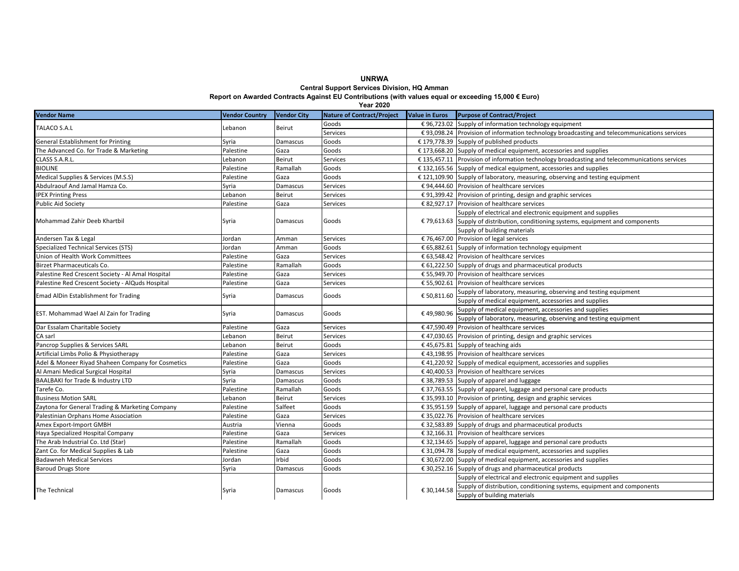# UNRWA

## Central Support Services Division, HQ Amman

### Report on Awarded Contracts Against EU Contributions (with values equal or exceeding 15,000 € Euro)

### Year 2020

| Vendor Name | Vendor Country | Vendor City | Nature of Contract/Project | Value in Euros | Purpose of Contract/Project |
|---|---|---|---|---|---|
| TALACO S.A.L | Lebanon | Beirut | Goods | € 96,723.02 | Supply of information technology equipment |
| | | | Services | € 93,098.24 | Provision of information technology broadcasting and telecommunications services |
| General Establishment for Printing | Syria | Damascus | Goods | € 179,778.39 | Supply of published products |
| The Advanced Co. for Trade & Marketing | Palestine | Gaza | Goods | € 173,668.20 | Supply of medical equipment, accessories and supplies |
| CLASS S.A.R.L. | Lebanon | Beirut | Services | € 135,457.11 | Provision of information technology broadcasting and telecommunications services |
| BIOLINE | Palestine | Ramallah | Goods | € 132,165.56 | Supply of medical equipment, accessories and supplies |
| Medical Supplies & Services (M.S.S) | Palestine | Gaza | Goods | € 121,109.90 | Supply of laboratory, measuring, observing and testing equipment |
| Abdulraouf And Jamal Hamza Co. | Syria | Damascus | Services | € 94,444.60 | Provision of healthcare services |
| IPEX Printing Press | Lebanon | Beirut | Services | € 91,399.42 | Provision of printing, design and graphic services |
| Public Aid Society | Palestine | Gaza | Services | € 82,927.17 | Provision of healthcare services |
| Mohammad Zahir Deeb Khartbil | Syria | Damascus | Goods | € 79,613.63 | Supply of electrical and electronic equipment and supplies |
| | | | | | Supply of distribution, conditioning systems, equipment and components |
| | | | | | Supply of building materials |
| Andersen Tax & Legal | Jordan | Amman | Services | € 76,467.00 | Provision of legal services |
| Specialized Technical Services (STS) | Jordan | Amman | Goods | € 65,882.61 | Supply of information technology equipment |
| Union of Health Work Committees | Palestine | Gaza | Services | € 63,548.42 | Provision of healthcare services |
| Birzet Pharmaceuticals Co. | Palestine | Ramallah | Goods | € 61,222.50 | Supply of drugs and pharmaceutical products |
| Palestine Red Crescent Society - Al Amal Hospital | Palestine | Gaza | Services | € 55,949.70 | Provision of healthcare services |
| Palestine Red Crescent Society - AlQuds Hospital | Palestine | Gaza | Services | € 55,902.61 | Provision of healthcare services |
| Emad AlDin Establishment for Trading | Syria | Damascus | Goods | € 50,811.60 | Supply of laboratory, measuring, observing and testing equipment |
| | | | | | Supply of medical equipment, accessories and supplies |
| EST. Mohammad Wael Al Zain for Trading | Syria | Damascus | Goods | € 49,980.96 | Supply of medical equipment, accessories and supplies |
| | | | | | Supply of laboratory, measuring, observing and testing equipment |
| Dar Essalam Charitable Society | Palestine | Gaza | Services | € 47,590.49 | Provision of healthcare services |
| CA sarl | Lebanon | Beirut | Services | € 47,030.65 | Provision of printing, design and graphic services |
| Pancrop Supplies & Services SARL | Lebanon | Beirut | Goods | € 45,675.81 | Supply of teaching aids |
| Artificial Limbs Polio & Physiotherapy | Palestine | Gaza | Services | € 43,198.95 | Provision of healthcare services |
| Adel & Moneer Riyad Shaheen Company for Cosmetics | Palestine | Gaza | Goods | € 41,220.92 | Supply of medical equipment, accessories and supplies |
| Al Amani Medical Surgical Hospital | Syria | Damascus | Services | € 40,400.53 | Provision of healthcare services |
| BAALBAKI for Trade & Industry LTD | Syria | Damascus | Goods | € 38,789.53 | Supply of apparel and luggage |
| Tarefe Co. | Palestine | Ramallah | Goods | € 37,763.55 | Supply of apparel, luggage and personal care products |
| Business Motion SARL | Lebanon | Beirut | Services | € 35,993.10 | Provision of printing, design and graphic services |
| Zaytona for General Trading & Marketing Company | Palestine | Salfeet | Goods | € 35,951.59 | Supply of apparel, luggage and personal care products |
| Palestinian Orphans Home Association | Palestine | Gaza | Services | € 35,022.76 | Provision of healthcare services |
| Amex Export-Import GMBH | Austria | Vienna | Goods | € 32,583.89 | Supply of drugs and pharmaceutical products |
| Haya Specialized Hospital Company | Palestine | Gaza | Services | € 32,166.31 | Provision of healthcare services |
| The Arab Industrial Co. Ltd (Star) | Palestine | Ramallah | Goods | € 32,134.65 | Supply of apparel, luggage and personal care products |
| Zant Co. for Medical Supplies & Lab | Palestine | Gaza | Goods | € 31,094.78 | Supply of medical equipment, accessories and supplies |
| Badawneh Medical Services | Jordan | Irbid | Goods | € 30,672.00 | Supply of medical equipment, accessories and supplies |
| Baroud Drugs Store | Syria | Damascus | Goods | € 30,252.16 | Supply of drugs and pharmaceutical products |
| The Technical | Syria | Damascus | Goods | € 30,144.58 | Supply of electrical and electronic equipment and supplies |
| | | | | | Supply of distribution, conditioning systems, equipment and components |
| | | | | | Supply of building materials |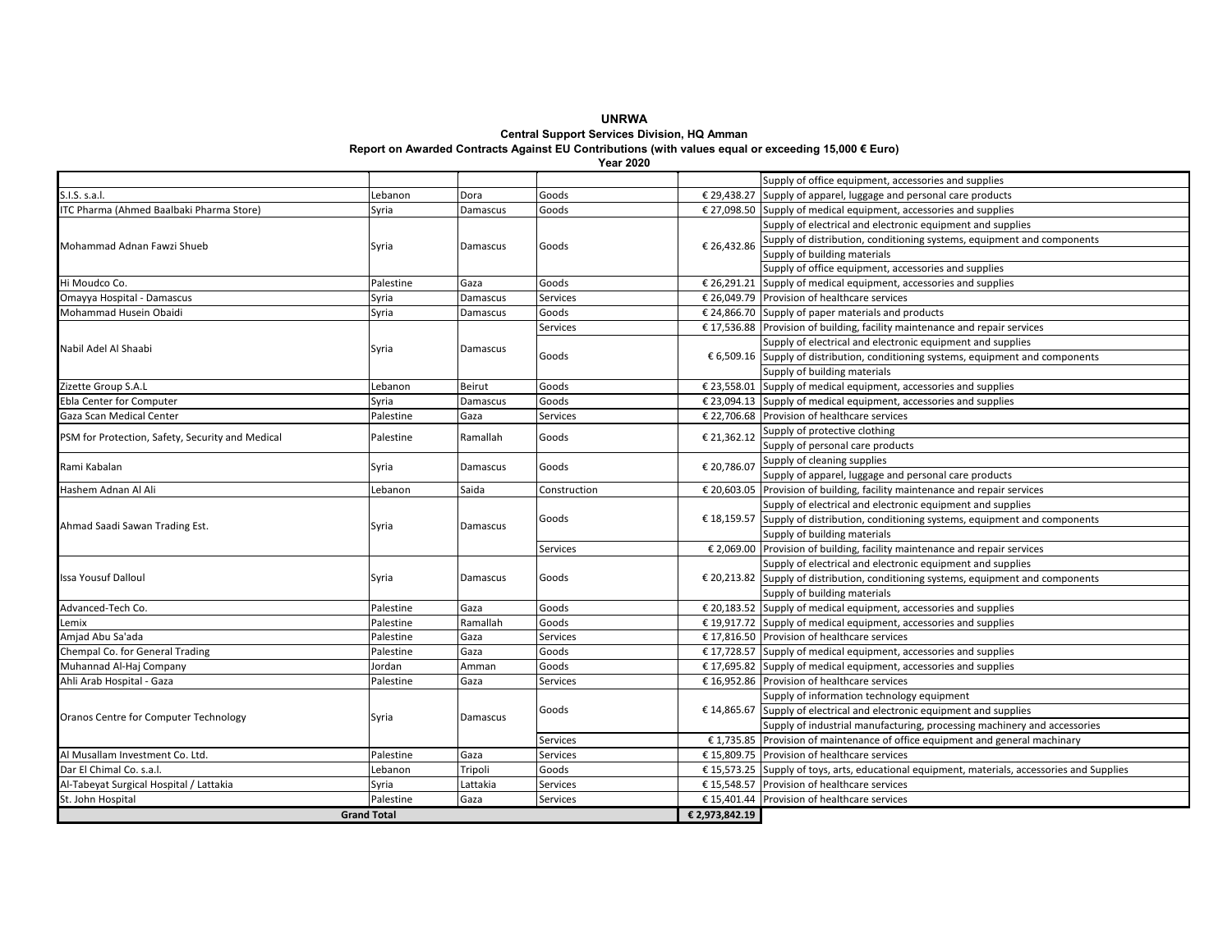**UNRWA**

**Central Support Services Division, HQ Amman**

**Report on Awarded Contracts Against EU Contributions (with values equal or exceeding 15,000 € Euro)**

**Year 2020**

| | | | | | |
|---|---|---|---|---|---|
| | | | | | Supply of office equipment, accessories and supplies |
| S.I.S. s.a.l. | Lebanon | Dora | Goods | € 29,438.27 | Supply of apparel, luggage and personal care products |
| ITC Pharma (Ahmed Baalbaki Pharma Store) | Syria | Damascus | Goods | € 27,098.50 | Supply of medical equipment, accessories and supplies |
| Mohammad Adnan Fawzi Shueb | Syria | Damascus | Goods | € 26,432.86 | Supply of electrical and electronic equipment and supplies |
| | | | | | Supply of distribution, conditioning systems, equipment and components |
| | | | | | Supply of building materials |
| | | | | | Supply of office equipment, accessories and supplies |
| Hi Moudco Co. | Palestine | Gaza | Goods | € 26,291.21 | Supply of medical equipment, accessories and supplies |
| Omayya Hospital - Damascus | Syria | Damascus | Services | € 26,049.79 | Provision of healthcare services |
| Mohammad Husein Obaidi | Syria | Damascus | Goods | € 24,866.70 | Supply of paper materials and products |
| Nabil Adel Al Shaabi | Syria | Damascus | Services | € 17,536.88 | Provision of building, facility maintenance and repair services |
| | | | Goods | € 6,509.16 | Supply of electrical and electronic equipment and supplies |
| | | | | | Supply of distribution, conditioning systems, equipment and components |
| | | | | | Supply of building materials |
| Zizette Group S.A.L | Lebanon | Beirut | Goods | € 23,558.01 | Supply of medical equipment, accessories and supplies |
| Ebla Center for Computer | Syria | Damascus | Goods | € 23,094.13 | Supply of medical equipment, accessories and supplies |
| Gaza Scan Medical Center | Palestine | Gaza | Services | € 22,706.68 | Provision of healthcare services |
| PSM for Protection, Safety, Security and Medical | Palestine | Ramallah | Goods | € 21,362.12 | Supply of protective clothing |
| | | | | | Supply of personal care products |
| Rami Kabalan | Syria | Damascus | Goods | € 20,786.07 | Supply of cleaning supplies |
| | | | | | Supply of apparel, luggage and personal care products |
| Hashem Adnan Al Ali | Lebanon | Saida | Construction | € 20,603.05 | Provision of building, facility maintenance and repair services |
| Ahmad Saadi Sawan Trading Est. | Syria | Damascus | Goods | € 18,159.57 | Supply of electrical and electronic equipment and supplies |
| | | | | | Supply of distribution, conditioning systems, equipment and components |
| | | | | | Supply of building materials |
| | | | Services | € 2,069.00 | Provision of building, facility maintenance and repair services |
| Issa Yousuf Dalloul | Syria | Damascus | Goods | € 20,213.82 | Supply of electrical and electronic equipment and supplies |
| | | | | | Supply of distribution, conditioning systems, equipment and components |
| | | | | | Supply of building materials |
| Advanced-Tech Co. | Palestine | Gaza | Goods | € 20,183.52 | Supply of medical equipment, accessories and supplies |
| Lemix | Palestine | Ramallah | Goods | € 19,917.72 | Supply of medical equipment, accessories and supplies |
| Amjad Abu Sa'ada | Palestine | Gaza | Services | € 17,816.50 | Provision of healthcare services |
| Chempal Co. for General Trading | Palestine | Gaza | Goods | € 17,728.57 | Supply of medical equipment, accessories and supplies |
| Muhannad Al-Haj Company | Jordan | Amman | Goods | € 17,695.82 | Supply of medical equipment, accessories and supplies |
| Ahli Arab Hospital - Gaza | Palestine | Gaza | Services | € 16,952.86 | Provision of healthcare services |
| Oranos Centre for Computer Technology | Syria | Damascus | Goods | € 14,865.67 | Supply of information technology equipment |
| | | | | | Supply of electrical and electronic equipment and supplies |
| | | | | | Supply of industrial manufacturing, processing machinery and accessories |
| | | | Services | € 1,735.85 | Provision of maintenance of office equipment and general machinary |
| Al Musallam Investment Co. Ltd. | Palestine | Gaza | Services | € 15,809.75 | Provision of healthcare services |
| Dar El Chimal Co. s.a.l. | Lebanon | Tripoli | Goods | € 15,573.25 | Supply of toys, arts, educational equipment, materials, accessories and Supplies |
| Al-Tabeyat Surgical Hospital / Lattakia | Syria | Lattakia | Services | € 15,548.57 | Provision of healthcare services |
| St. John Hospital | Palestine | Gaza | Services | € 15,401.44 | Provision of healthcare services |
| **Grand Total** | | | | **€ 2,973,842.19** | |